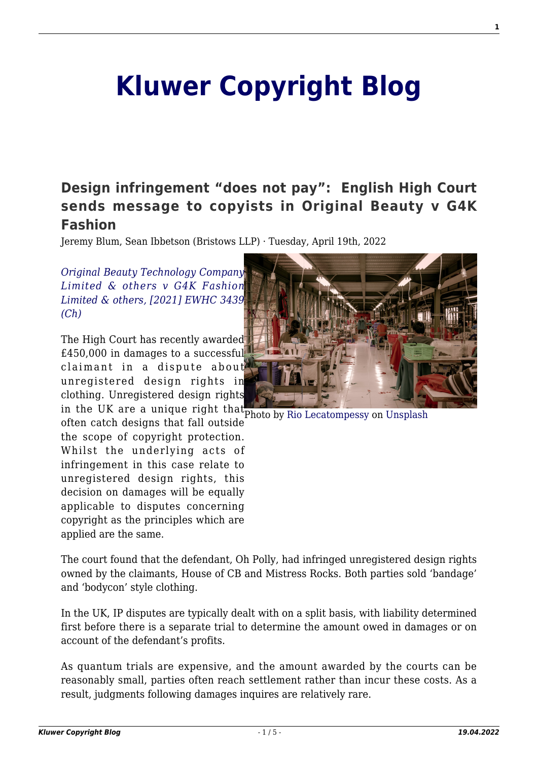# Kluwer Copyright Blog

## Design infringement "does not pay": English High Court sends message to copyists in Original Beauty v G4K Fashion

Jeremy Blum, Sean Ibbetson (Bristows LLP) · Tuesday, April 19th, 2022

*Original Beauty Technology Company Limited & others v G4K Fashion Limited & others, [2021] EWHC 3439 (Ch)*

Photo by Rio Lecatompessy on Unsplash

The High Court has recently awarded £450,000 in damages to a successful claimant in a dispute about unregistered design rights in clothing. Unregistered design rights in the UK are a unique right that often catch designs that fall outside the scope of copyright protection. Whilst the underlying acts of infringement in this case relate to unregistered design rights, this decision on damages will be equally applicable to disputes concerning copyright as the principles which are applied are the same.

The court found that the defendant, Oh Polly, had infringed unregistered design rights owned by the claimants, House of CB and Mistress Rocks. Both parties sold 'bandage' and 'bodycon' style clothing.

In the UK, IP disputes are typically dealt with on a split basis, with liability determined first before there is a separate trial to determine the amount owed in damages or on account of the defendant's profits.

As quantum trials are expensive, and the amount awarded by the courts can be reasonably small, parties often reach settlement rather than incur these costs. As a result, judgments following damages inquires are relatively rare.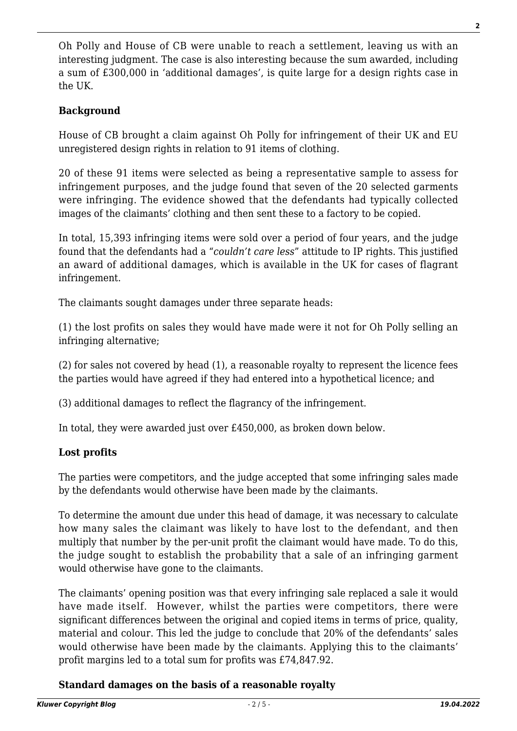Oh Polly and House of CB were unable to reach a settlement, leaving us with an interesting judgment. The case is also interesting because the sum awarded, including a sum of £300,000 in 'additional damages', is quite large for a design rights case in the UK.

**Background**

House of CB brought a claim against Oh Polly for infringement of their UK and EU unregistered design rights in relation to 91 items of clothing.

20 of these 91 items were selected as being a representative sample to assess for infringement purposes, and the judge found that seven of the 20 selected garments were infringing. The evidence showed that the defendants had typically collected images of the claimants' clothing and then sent these to a factory to be copied.

In total, 15,393 infringing items were sold over a period of four years, and the judge found that the defendants had a "*couldn't care less*" attitude to IP rights. This justified an award of additional damages, which is available in the UK for cases of flagrant infringement.

The claimants sought damages under three separate heads:

(1) the lost profits on sales they would have made were it not for Oh Polly selling an infringing alternative;

(2) for sales not covered by head (1), a reasonable royalty to represent the licence fees the parties would have agreed if they had entered into a hypothetical licence; and

(3) additional damages to reflect the flagrancy of the infringement.

In total, they were awarded just over £450,000, as broken down below.

**Lost profits**

The parties were competitors, and the judge accepted that some infringing sales made by the defendants would otherwise have been made by the claimants.

To determine the amount due under this head of damage, it was necessary to calculate how many sales the claimant was likely to have lost to the defendant, and then multiply that number by the per-unit profit the claimant would have made. To do this, the judge sought to establish the probability that a sale of an infringing garment would otherwise have gone to the claimants.

The claimants' opening position was that every infringing sale replaced a sale it would have made itself. However, whilst the parties were competitors, there were significant differences between the original and copied items in terms of price, quality, material and colour. This led the judge to conclude that 20% of the defendants' sales would otherwise have been made by the claimants. Applying this to the claimants' profit margins led to a total sum for profits was £74,847.92.

**Standard damages on the basis of a reasonable royalty**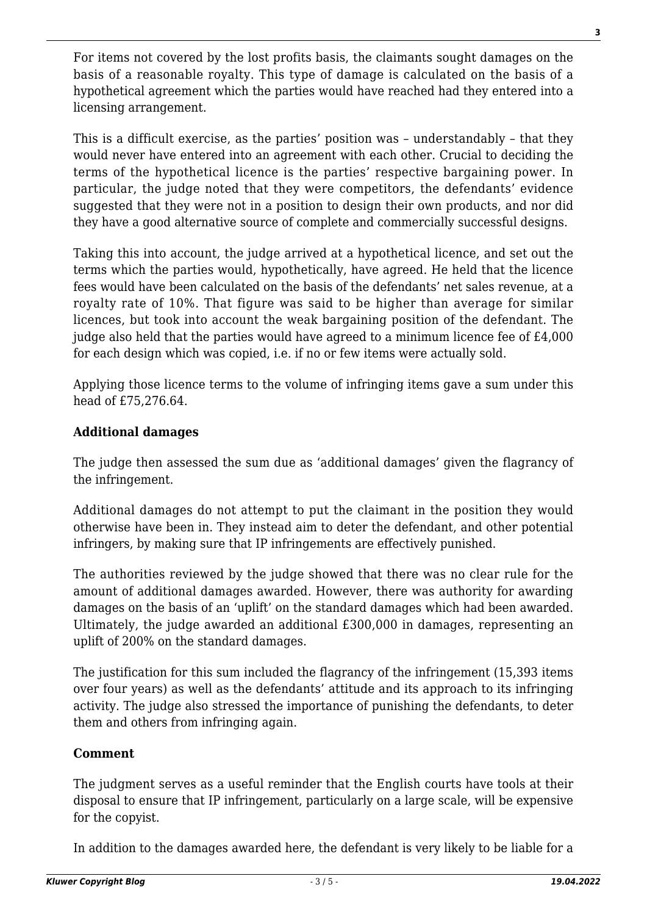For items not covered by the lost profits basis, the claimants sought damages on the basis of a reasonable royalty. This type of damage is calculated on the basis of a hypothetical agreement which the parties would have reached had they entered into a licensing arrangement.

This is a difficult exercise, as the parties' position was – understandably – that they would never have entered into an agreement with each other. Crucial to deciding the terms of the hypothetical licence is the parties' respective bargaining power. In particular, the judge noted that they were competitors, the defendants' evidence suggested that they were not in a position to design their own products, and nor did they have a good alternative source of complete and commercially successful designs.

Taking this into account, the judge arrived at a hypothetical licence, and set out the terms which the parties would, hypothetically, have agreed. He held that the licence fees would have been calculated on the basis of the defendants' net sales revenue, at a royalty rate of 10%. That figure was said to be higher than average for similar licences, but took into account the weak bargaining position of the defendant. The judge also held that the parties would have agreed to a minimum licence fee of £4,000 for each design which was copied, i.e. if no or few items were actually sold.

Applying those licence terms to the volume of infringing items gave a sum under this head of £75,276.64.

**Additional damages**

The judge then assessed the sum due as 'additional damages' given the flagrancy of the infringement.

Additional damages do not attempt to put the claimant in the position they would otherwise have been in. They instead aim to deter the defendant, and other potential infringers, by making sure that IP infringements are effectively punished.

The authorities reviewed by the judge showed that there was no clear rule for the amount of additional damages awarded. However, there was authority for awarding damages on the basis of an 'uplift' on the standard damages which had been awarded. Ultimately, the judge awarded an additional £300,000 in damages, representing an uplift of 200% on the standard damages.

The justification for this sum included the flagrancy of the infringement (15,393 items over four years) as well as the defendants' attitude and its approach to its infringing activity. The judge also stressed the importance of punishing the defendants, to deter them and others from infringing again.

**Comment**

The judgment serves as a useful reminder that the English courts have tools at their disposal to ensure that IP infringement, particularly on a large scale, will be expensive for the copyist.

In addition to the damages awarded here, the defendant is very likely to be liable for a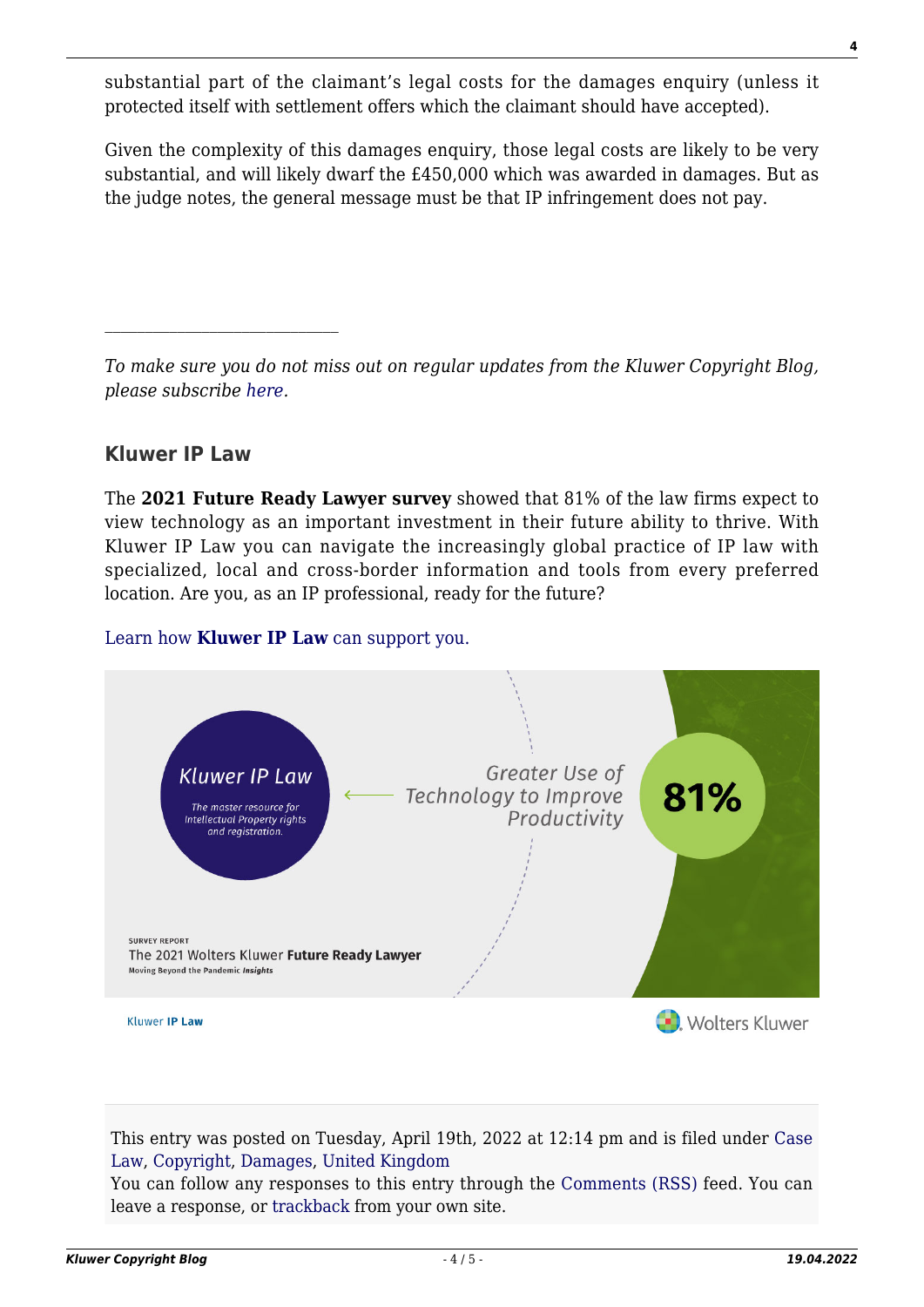substantial part of the claimant's legal costs for the damages enquiry (unless it protected itself with settlement offers which the claimant should have accepted).

Given the complexity of this damages enquiry, those legal costs are likely to be very substantial, and will likely dwarf the £450,000 which was awarded in damages. But as the judge notes, the general message must be that IP infringement does not pay.

---

*To make sure you do not miss out on regular updates from the Kluwer Copyright Blog, please subscribe here.*

### Kluwer IP Law

The **2021 Future Ready Lawyer survey** showed that 81% of the law firms expect to view technology as an important investment in their future ability to thrive. With Kluwer IP Law you can navigate the increasingly global practice of IP law with specialized, local and cross-border information and tools from every preferred location. Are you, as an IP professional, ready for the future?

Learn how **Kluwer IP Law** can support you.

This entry was posted on Tuesday, April 19th, 2022 at 12:14 pm and is filed under Case Law, Copyright, Damages, United Kingdom
You can follow any responses to this entry through the Comments (RSS) feed. You can leave a response, or trackback from your own site.